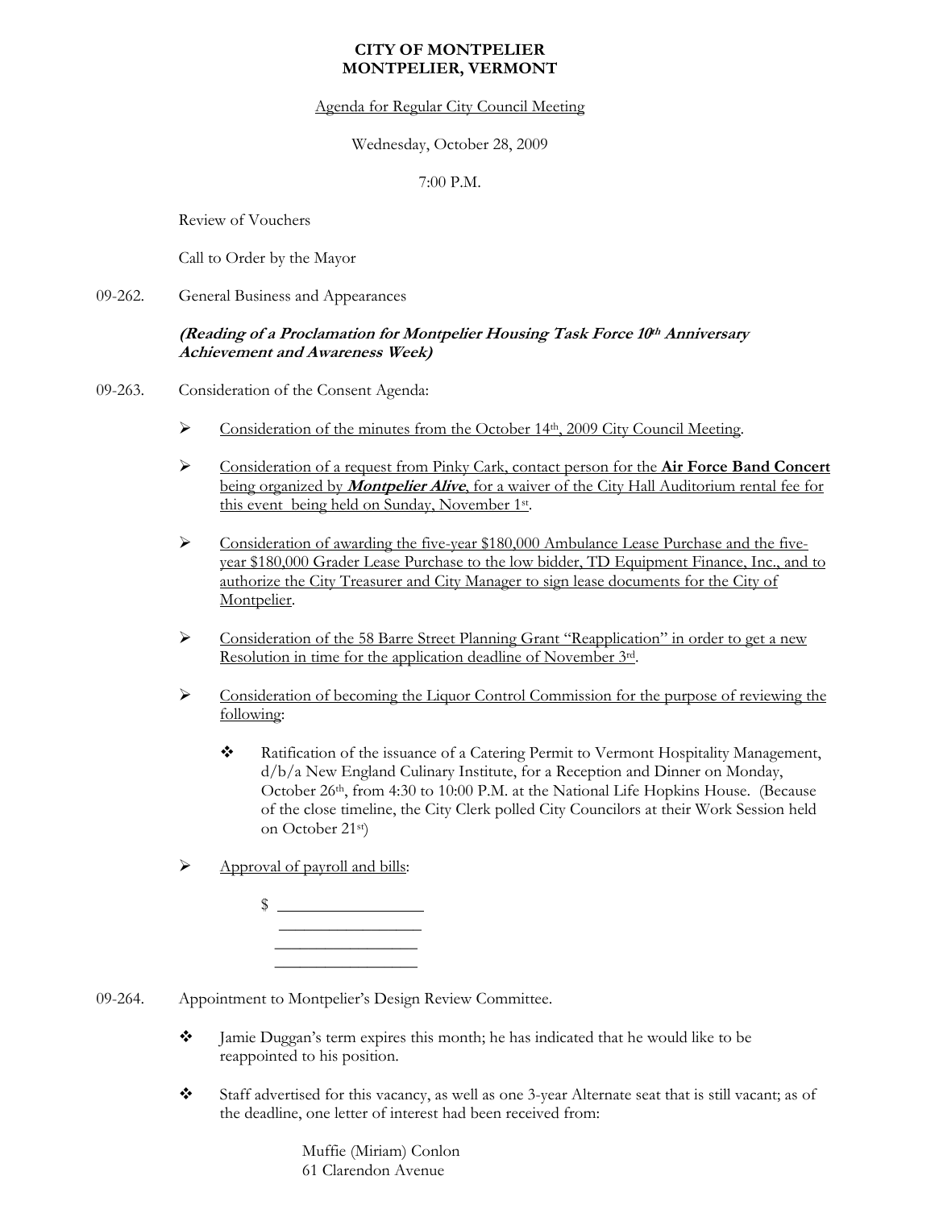# CITY OF MONTPELIER
# MONTPELIER, VERMONT

Agenda for Regular City Council Meeting

Wednesday, October 28, 2009

7:00 P.M.

Review of Vouchers

Call to Order by the Mayor

09-262. General Business and Appearances

***(Reading of a Proclamation for Montpelier Housing Task Force 10th Anniversary Achievement and Awareness Week)***

09-263. Consideration of the Consent Agenda:

- Consideration of the minutes from the October 14th, 2009 City Council Meeting.

- Consideration of a request from Pinky Cark, contact person for the **Air Force Band Concert** being organized by ***Montpelier Alive***, for a waiver of the City Hall Auditorium rental fee for this event being held on Sunday, November 1st.

- Consideration of awarding the five-year $180,000 Ambulance Lease Purchase and the five-year $180,000 Grader Lease Purchase to the low bidder, TD Equipment Finance, Inc., and to authorize the City Treasurer and City Manager to sign lease documents for the City of Montpelier.

- Consideration of the 58 Barre Street Planning Grant "Reapplication" in order to get a new Resolution in time for the application deadline of November 3rd.

- Consideration of becoming the Liquor Control Commission for the purpose of reviewing the following:

  - Ratification of the issuance of a Catering Permit to Vermont Hospitality Management, d/b/a New England Culinary Institute, for a Reception and Dinner on Monday, October 26th, from 4:30 to 10:00 P.M. at the National Life Hopkins House. (Because of the close timeline, the City Clerk polled City Councilors at their Work Session held on October 21st)

- Approval of payroll and bills:

  $ ________________
  ________________
  ________________
  ________________

09-264. Appointment to Montpelier's Design Review Committee.

- Jamie Duggan's term expires this month; he has indicated that he would like to be reappointed to his position.

- Staff advertised for this vacancy, as well as one 3-year Alternate seat that is still vacant; as of the deadline, one letter of interest had been received from:

  Muffie (Miriam) Conlon
  61 Clarendon Avenue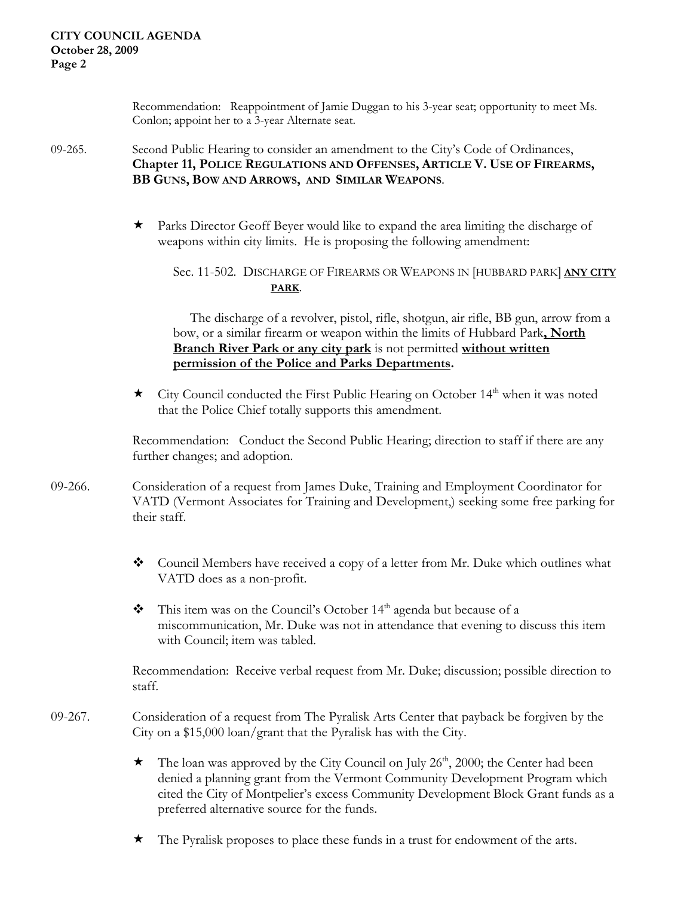Recommendation: Reappointment of Jamie Duggan to his 3-year seat; opportunity to meet Ms. Conlon; appoint her to a 3-year Alternate seat.

09-265. Second Public Hearing to consider an amendment to the City's Code of Ordinances, **Chapter 11, POLICE REGULATIONS AND OFFENSES, ARTICLE V. USE OF FIREARMS, BB GUNS, BOW AND ARROWS, AND SIMILAR WEAPONS**.

- ★ Parks Director Geoff Beyer would like to expand the area limiting the discharge of weapons within city limits. He is proposing the following amendment:

  Sec. 11-502. DISCHARGE OF FIREARMS OR WEAPONS IN [HUBBARD PARK] **<u>ANY CITY PARK</u>**.

  The discharge of a revolver, pistol, rifle, shotgun, air rifle, BB gun, arrow from a bow, or a similar firearm or weapon within the limits of Hubbard Park**<u>, North Branch River Park or any city park</u>** is not permitted **<u>without written permission of the Police and Parks Departments</u>.**

- ★ City Council conducted the First Public Hearing on October 14th when it was noted that the Police Chief totally supports this amendment.

Recommendation: Conduct the Second Public Hearing; direction to staff if there are any further changes; and adoption.

09-266. Consideration of a request from James Duke, Training and Employment Coordinator for VATD (Vermont Associates for Training and Development,) seeking some free parking for their staff.

- ❖ Council Members have received a copy of a letter from Mr. Duke which outlines what VATD does as a non-profit.
- ❖ This item was on the Council's October 14th agenda but because of a miscommunication, Mr. Duke was not in attendance that evening to discuss this item with Council; item was tabled.

Recommendation: Receive verbal request from Mr. Duke; discussion; possible direction to staff.

09-267. Consideration of a request from The Pyralisk Arts Center that payback be forgiven by the City on a $15,000 loan/grant that the Pyralisk has with the City.

- ★ The loan was approved by the City Council on July 26th, 2000; the Center had been denied a planning grant from the Vermont Community Development Program which cited the City of Montpelier's excess Community Development Block Grant funds as a preferred alternative source for the funds.
- ★ The Pyralisk proposes to place these funds in a trust for endowment of the arts.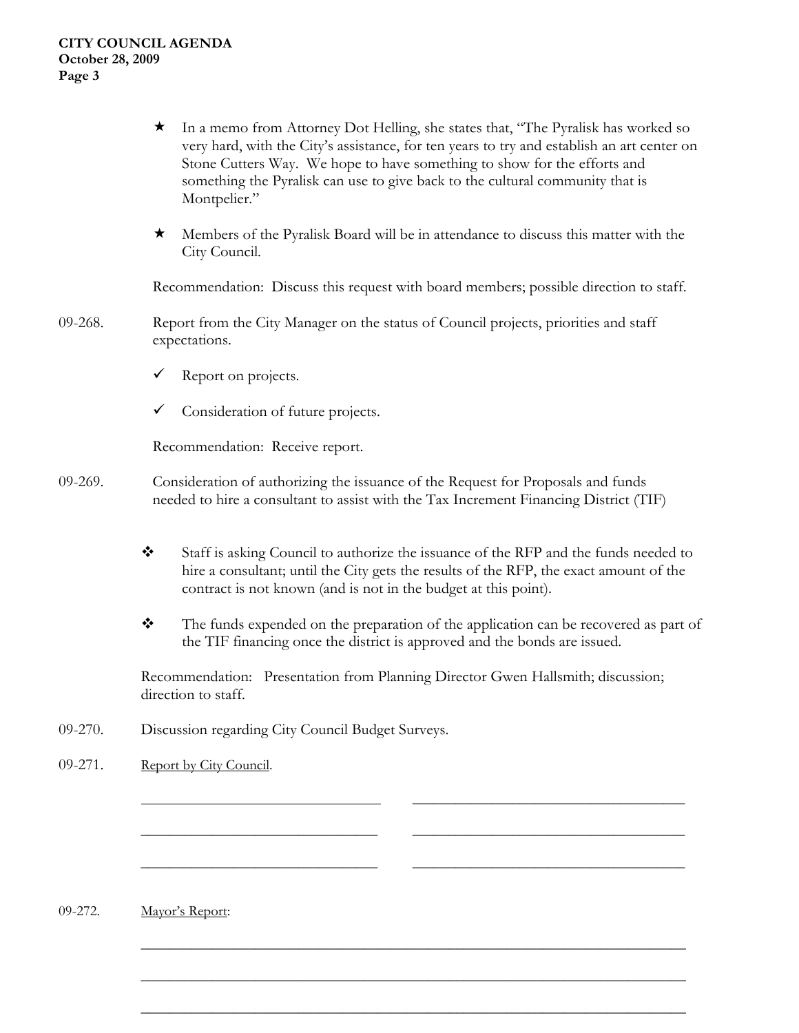- In a memo from Attorney Dot Helling, she states that, "The Pyralisk has worked so very hard, with the City's assistance, for ten years to try and establish an art center on Stone Cutters Way. We hope to have something to show for the efforts and something the Pyralisk can use to give back to the cultural community that is Montpelier."

- Members of the Pyralisk Board will be in attendance to discuss this matter with the City Council.

Recommendation: Discuss this request with board members; possible direction to staff.

09-268. Report from the City Manager on the status of Council projects, priorities and staff expectations.

- ✓ Report on projects.
- ✓ Consideration of future projects.

Recommendation: Receive report.

09-269. Consideration of authorizing the issuance of the Request for Proposals and funds needed to hire a consultant to assist with the Tax Increment Financing District (TIF)

- Staff is asking Council to authorize the issuance of the RFP and the funds needed to hire a consultant; until the City gets the results of the RFP, the exact amount of the contract is not known (and is not in the budget at this point).

- The funds expended on the preparation of the application can be recovered as part of the TIF financing once the district is approved and the bonds are issued.

Recommendation: Presentation from Planning Director Gwen Hallsmith; discussion; direction to staff.

09-270. Discussion regarding City Council Budget Surveys.

09-271. Report by City Council.

_______________________________ _______________________________

_______________________________ _______________________________

_______________________________ _______________________________

09-272. Mayor's Report:

_______________________________________________________________

_______________________________________________________________

_______________________________________________________________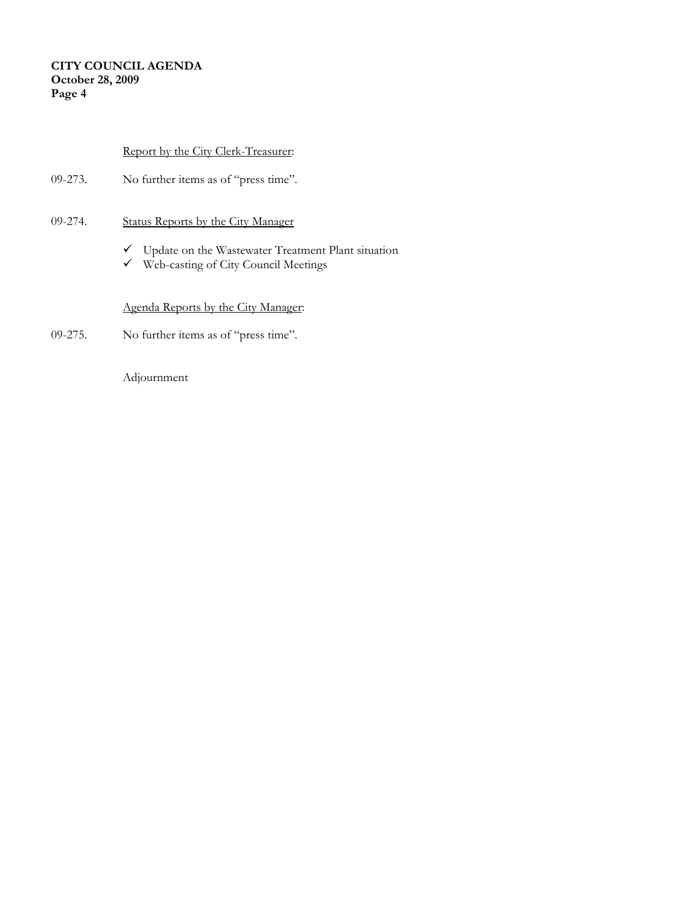Report by the City Clerk-Treasurer:

09-273. No further items as of "press time".

09-274. Status Reports by the City Manager

- ✓ Update on the Wastewater Treatment Plant situation
- ✓ Web-casting of City Council Meetings

Agenda Reports by the City Manager:

09-275. No further items as of "press time".

Adjournment